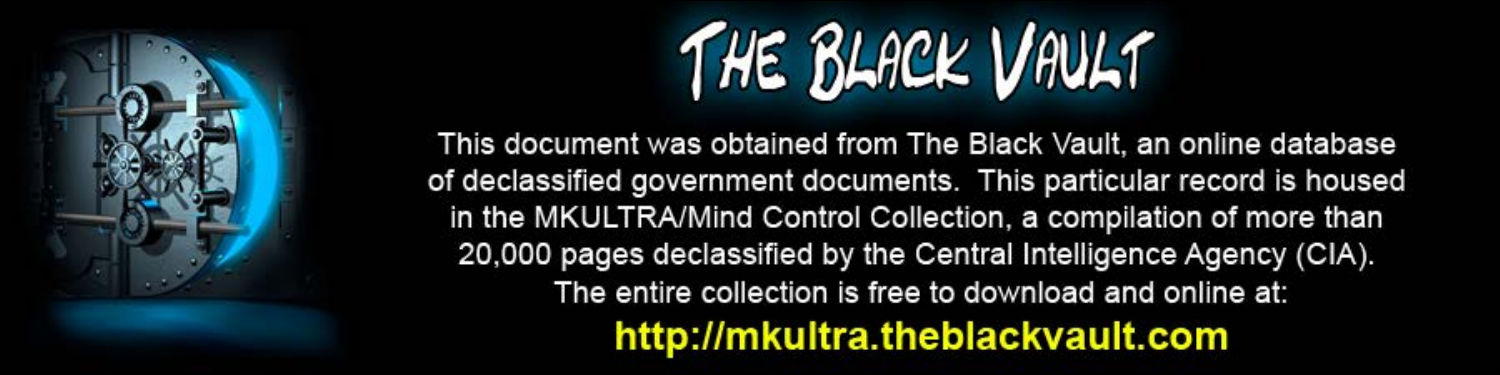# THE BLACK VAULT

This document was obtained from The Black Vault, an online database of declassified government documents. This particular record is housed in the MKULTRA/Mind Control Collection, a compilation of more than 20,000 pages declassified by the Central Intelligence Agency (CIA). The entire collection is free to download and online at:

**http://mkultra.theblackvault.com**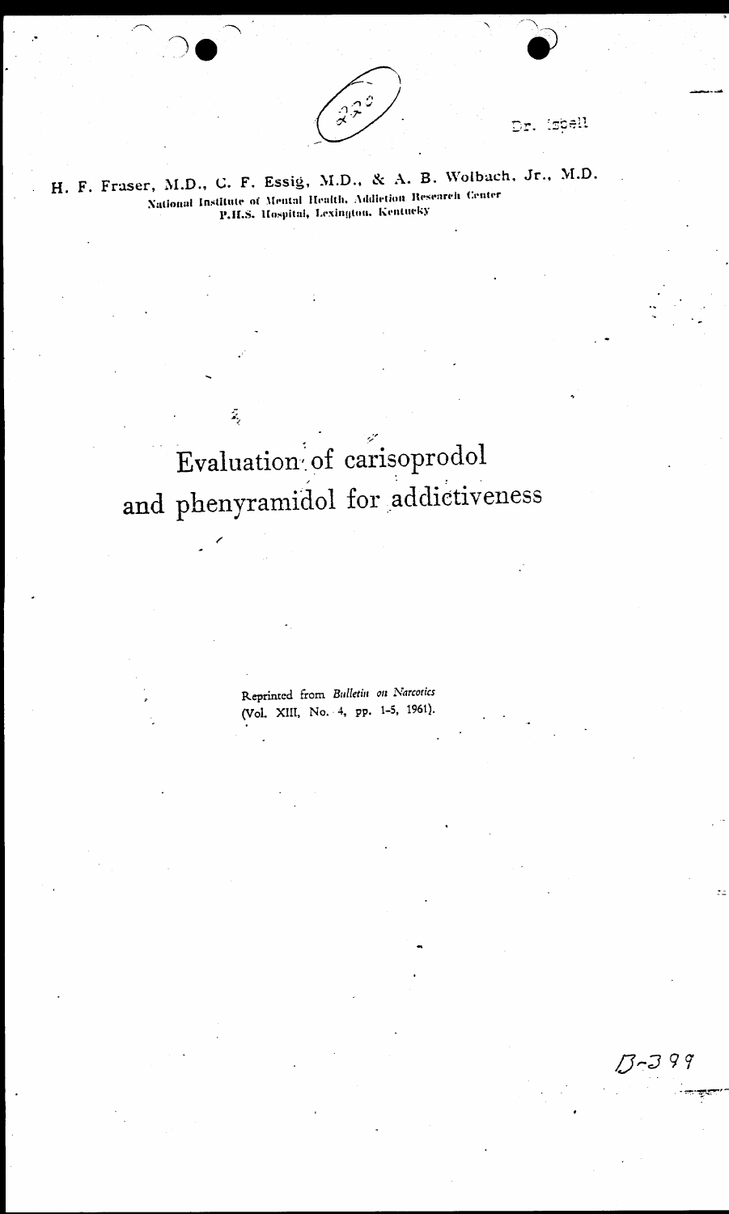Dr. Isbell

H. F. Fraser, M.D., C. F. Essig, M.D., & A. B. Wolbach, Jr., M.D.

National Institute of Mental Health, Addiction Research Center
P.H.S. Hospital, Lexington, Kentucky

# Evaluation of carisoprodol and phenyramidol for addictiveness

Reprinted from *Bulletin on Narcotics* (Vol. XIII, No. 4, pp. 1-5, 1961).

B-399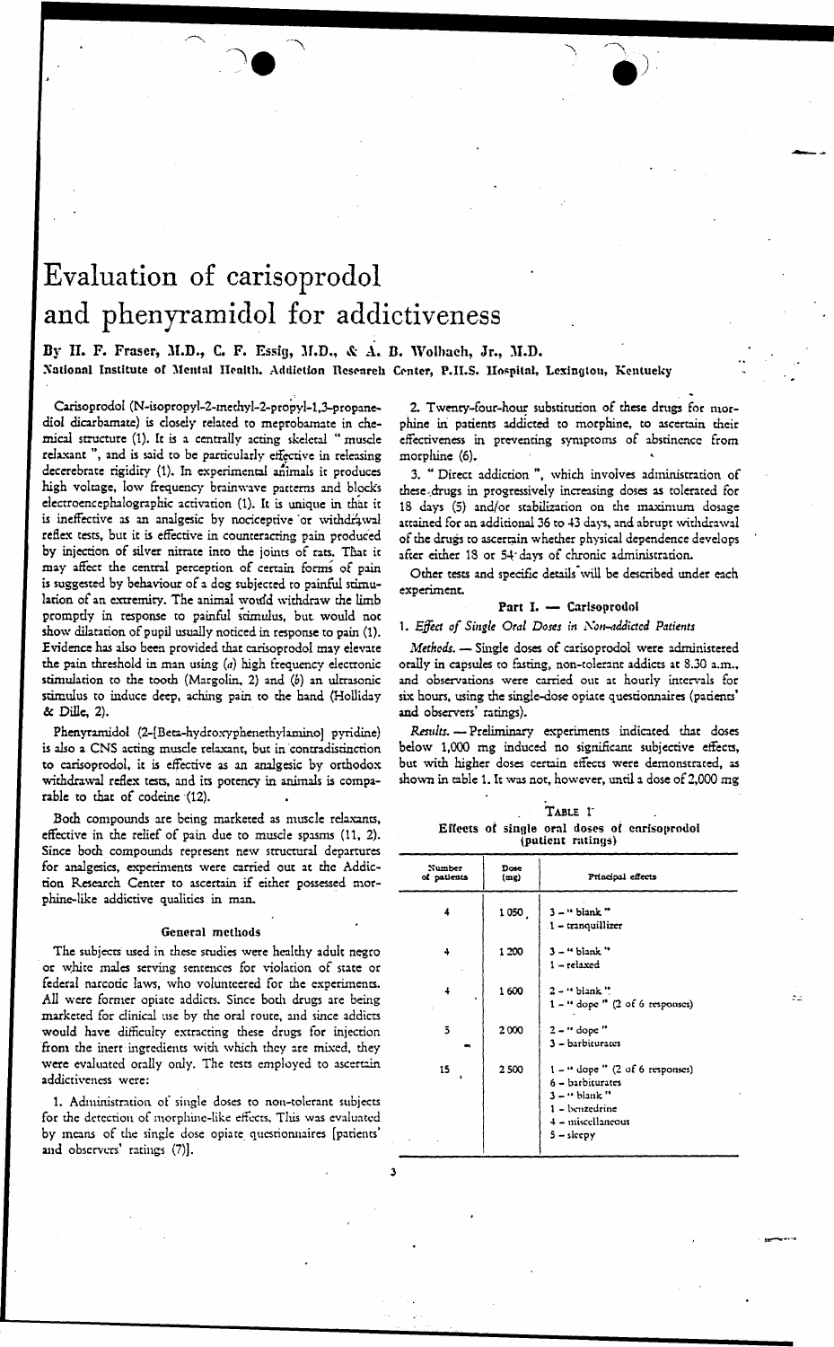# Evaluation of carisoprodol and phenyramidol for addictiveness

**By H. F. Fraser, M.D., C. F. Essig, M.D., & A. B. Wolbach, Jr., M.D.**

National Institute of Mental Health, Addiction Research Center, P.H.S. Hospital, Lexington, Kentucky

Carisoprodol (N-isopropyl-2-methyl-2-propyl-1,3-propanediol dicarbamate) is closely related to meprobamate in chemical structure (1). It is a centrally acting skeletal "muscle relaxant", and is said to be particularly effective in releasing decerebrate rigidity (1). In experimental animals it produces high voltage, low frequency brainwave patterns and blocks electroencephalographic activation (1). It is unique in that it is ineffective as an analgesic by nociceptive or withdrawal reflex tests, but it is effective in counteracting pain produced by injection of silver nitrate into the joints of rats. That it may affect the central perception of certain forms of pain is suggested by behaviour of a dog subjected to painful stimulation of an extremity. The animal would withdraw the limb promptly in response to painful stimulus, but would not show dilatation of pupil usually noticed in response to pain (1). Evidence has also been provided that carisoprodol may elevate the pain threshold in man using (*a*) high frequency electronic stimulation to the tooth (Margolin, 2) and (*b*) an ultrasonic stimulus to induce deep, aching pain to the hand (Holliday & Dille, 2).

Phenyramidol (2-[Beta-hydroxyphenethylamino] pyridine) is also a CNS acting muscle relaxant, but in contradistinction to carisoprodol, it is effective as an analgesic by orthodox withdrawal reflex tests, and its potency in animals is comparable to that of codeine (12).

Both compounds are being marketed as muscle relaxants, effective in the relief of pain due to muscle spasms (11, 2). Since both compounds represent new structural departures for analgesics, experiments were carried out at the Addiction Research Center to ascertain if either possessed morphine-like addictive qualities in man.

## General methods

The subjects used in these studies were healthy adult negro or white males serving sentences for violation of state or federal narcotic laws, who volunteered for the experiments. All were former opiate addicts. Since both drugs are being marketed for clinical use by the oral route, and since addicts would have difficulty extracting these drugs for injection from the inert ingredients with which they are mixed, they were evaluated orally only. The tests employed to ascertain addictiveness were:

1. Administration of single doses to non-tolerant subjects for the detection of morphine-like effects. This was evaluated by means of the single dose opiate questionnaires [patients' and observers' ratings (7)].

2. Twenty-four-hour substitution of these drugs for morphine in patients addicted to morphine, to ascertain their effectiveness in preventing symptoms of abstinence from morphine (6).

3. "Direct addiction", which involves administration of these drugs in progressively increasing doses as tolerated for 18 days (5) and/or stabilization on the maximum dosage attained for an additional 36 to 43 days, and abrupt withdrawal of the drugs to ascertain whether physical dependence develops after either 18 or 54 days of chronic administration.

Other tests and specific details will be described under each experiment.

## Part I. — Carisoprodol

### 1. *Effect of Single Oral Doses in Non-addicted Patients*

*Methods.* — Single doses of carisoprodol were administered orally in capsules to fasting, non-tolerant addicts at 8.30 a.m., and observations were carried out at hourly intervals for six hours, using the single-dose opiate questionnaires (patients' and observers' ratings).

*Results.* — Preliminary experiments indicated that doses below 1,000 mg induced no significant subjective effects, but with higher doses certain effects were demonstrated, as shown in table 1. It was not, however, until a dose of 2,000 mg

**Table 1**

**Effects of single oral doses of carisoprodol (patient ratings)**

| Number of patients | Dose (mg) | Principal effects |
|---|---|---|
| 4 | 1 050 | 3 – "blank"<br>1 – tranquillizer |
| 4 | 1 200 | 3 – "blank"<br>1 – relaxed |
| 4 | 1 600 | 2 – "blank"<br>1 – "dope" (2 of 6 responses) |
| 5 | 2 000 | 2 – "dope"<br>3 – barbiturates |
| 15 | 2 500 | 1 – "dope" (2 of 6 responses)<br>6 – barbiturates<br>3 – "blank"<br>1 – benzedrine<br>4 – miscellaneous<br>5 – sleepy |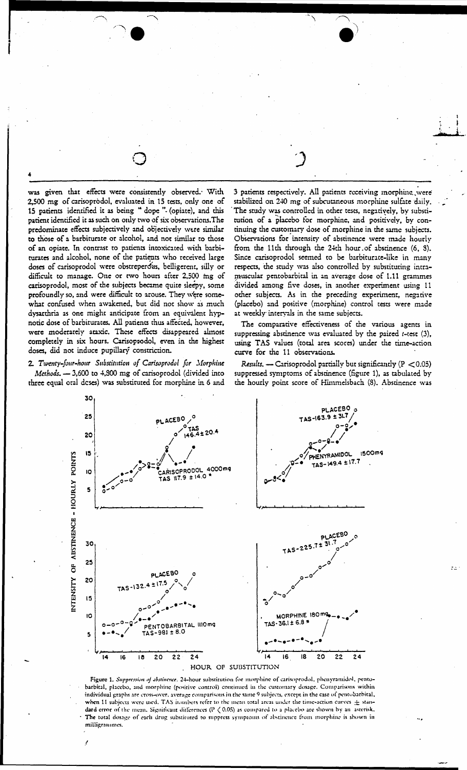was given that effects were consistently observed. With 2,500 mg of carisoprodol, evaluated in 15 tests, only one of 15 patients identified it as being "dope" (opiate), and this patient identified it as such on only two of six observations. The predominate effects subjectively and objectively were similar to those of a barbiturate or alcohol, and not similar to those of an opiate. In contrast to patients intoxicated with barbiturates and alcohol, none of the patients who received large doses of carisoprodol were obstreperous, belligerent, silly or difficult to manage. One or two hours after 2,500 mg of carisoprodol, most of the subjects became quite sleepy, some profoundly so, and were difficult to arouse. They were somewhat confused when awakened, but did not show as much dysarthria as one might anticipate from an equivalent hypnotic dose of barbiturates. All patients thus affected, however, were moderately ataxic. These effects disappeared almost completely in six hours. Carisoprodol, even in the highest doses, did not induce pupillary constriction.

*2. Twenty-four-hour Substitution of Carisoprodol for Morphine*

*Methods.* — 3,600 to 4,800 mg of carisoprodol (divided into three equal oral doses) was substituted for morphine in 6 and 3 patients respectively. All patients receiving morphine were stabilized on 240 mg of subcutaneous morphine sulfate daily. The study was controlled in other tests, negatively, by substitution of a placebo for morphine, and positively, by continuing the customary dose of morphine in the same subjects. Observations for intensity of abstinence were made hourly from the 11th through the 24th hour of abstinence (6, 8). Since carisoprodol seemed to be barbiturate-like in many respects, the study was also controlled by substituting intramuscular pentobarbital in an average dose of 1.11 grammes divided among five doses, in another experiment using 11 other subjects. As in the preceding experiment, negative (placebo) and positive (morphine) control tests were made at weekly intervals in the same subjects.

The comparative effectiveness of the various agents in suppressing abstinence was evaluated by the paired *t*-test (3), using TAS values (total area scores) under the time-action curve for the 11 observations.

*Results.* — Carisoprodol partially but significantly ($P < 0.05$) suppressed symptoms of abstinence (figure 1), as tabulated by the hourly point score of Himmelsbach (8). Abstinence was

Figure 1. *Suppression of abstinence.* 24-hour substitution for morphine of carisoprodol, phenyramidol, pentobarbital, placebo, and morphine (positive control) continued in the customary dosage. Comparisons within individual graphs are cross-over, average comparisons in the same 9 subjects, except in the case of pentobarbital, when 11 subjects were used. TAS numbers refer to the mean total areas under the time-action curves ± standard error of the mean. Significant differences ($P < 0.05$) as compared to a placebo are shown by an asterisk. The total dosage of each drug substituted to suppress symptoms of abstinence from morphine is shown in milligrammes.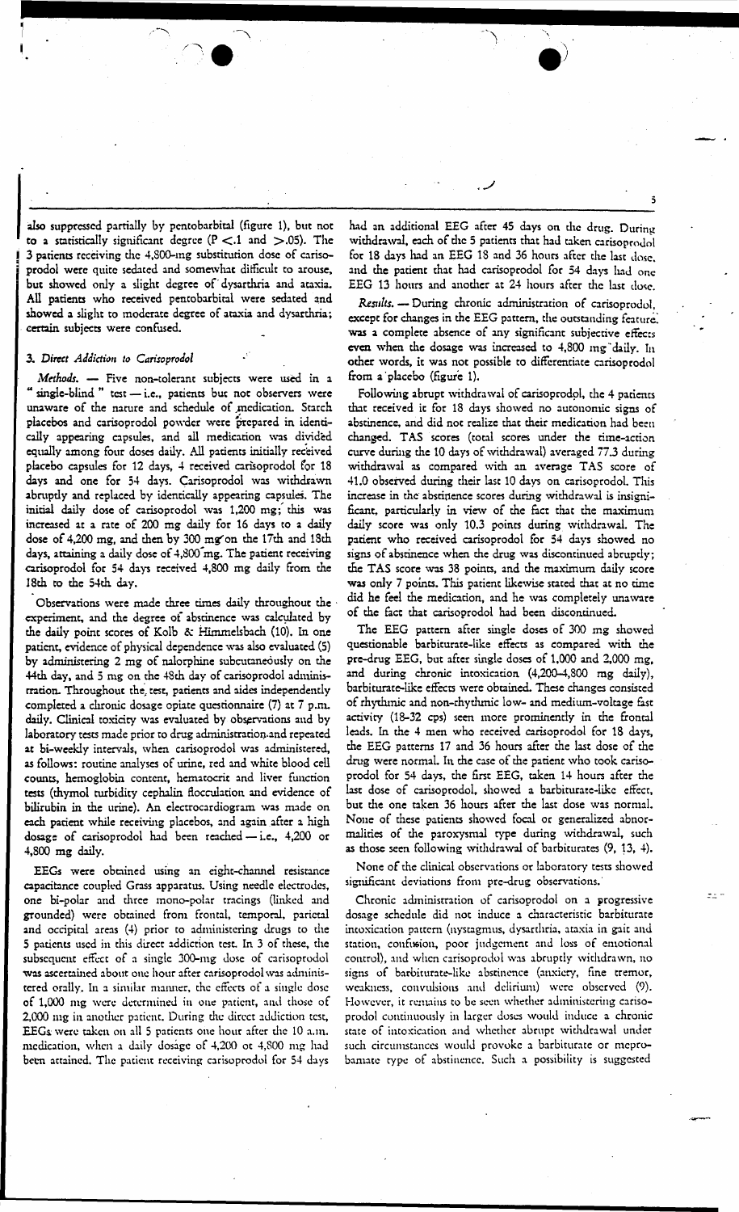also suppressed partially by pentobarbital (figure 1), but not to a statistically significant degree ($P < .1$ and $> .05$). The 3 patients receiving the 4,800-mg substitution dose of carisoprodol were quite sedated and somewhat difficult to arouse, but showed only a slight degree of dysarthria and ataxia. All patients who received pentobarbital were sedated and showed a slight to moderate degree of ataxia and dysarthria; certain subjects were confused.

### 3. Direct Addiction to Carisoprodol

*Methods.* — Five non-tolerant subjects were used in a "single-blind" test — i.e., patients but not observers were unaware of the nature and schedule of medication. Starch placebos and carisoprodol powder were prepared in identically appearing capsules, and all medication was divided equally among four doses daily. All patients initially received placebo capsules for 12 days, 4 received carisoprodol for 18 days and one for 54 days. Carisoprodol was withdrawn abruptly and replaced by identically appearing capsules. The initial daily dose of carisoprodol was 1,200 mg; this was increased at a rate of 200 mg daily for 16 days to a daily dose of 4,200 mg, and then by 300 mg on the 17th and 18th days, attaining a daily dose of 4,800 mg. The patient receiving carisoprodol for 54 days received 4,800 mg daily from the 18th to the 54th day.

Observations were made three times daily throughout the experiment, and the degree of abstinence was calculated by the daily point scores of Kolb & Himmelsbach (10). In one patient, evidence of physical dependence was also evaluated (5) by administering 2 mg of nalorphine subcutaneously on the 44th day, and 3 mg on the 48th day of carisoprodol administration. Throughout the test, patients and aides independently completed a chronic dosage opiate questionnaire (7) at 7 p.m. daily. Clinical toxicity was evaluated by observations and by laboratory tests made prior to drug administration and repeated at bi-weekly intervals, when carisoprodol was administered, as follows: routine analyses of urine, red and white blood cell counts, hemoglobin content, hematocrit and liver function tests (thymol turbidity cephalin flocculation and evidence of bilirubin in the urine). An electrocardiogram was made on each patient while receiving placebos, and again after a high dosage of carisoprodol had been reached — i.e., 4,200 or 4,800 mg daily.

EEGs were obtained using an eight-channel resistance capacitance coupled Grass apparatus. Using needle electrodes, one bi-polar and three mono-polar tracings (linked and grounded) were obtained from frontal, temporal, parietal and occipital areas (4) prior to administering drugs to the 5 patients used in this direct addiction test. In 3 of these, the subsequent effect of a single 300-mg dose of carisoprodol was ascertained about one hour after carisoprodol was administered orally. In a similar manner, the effects of a single dose of 1,000 mg were determined in one patient, and those of 2,000 mg in another patient. During the direct addiction test, EEGs were taken on all 5 patients one hour after the 10 a.m. medication, when a daily dosage of 4,200 or 4,800 mg had been attained. The patient receiving carisoprodol for 54 days had an additional EEG after 45 days on the drug. During withdrawal, each of the 5 patients that had taken carisoprodol for 18 days had an EEG 18 and 36 hours after the last dose, and the patient that had carisoprodol for 54 days had one EEG 13 hours and another at 24 hours after the last dose.

*Results.* — During chronic administration of carisoprodol, except for changes in the EEG pattern, the outstanding feature was a complete absence of any significant subjective effects even when the dosage was increased to 4,800 mg daily. In other words, it was not possible to differentiate carisoprodol from a placebo (figure 1).

Following abrupt withdrawal of carisoprodol, the 4 patients that received it for 18 days showed no autonomic signs of abstinence, and did not realize that their medication had been changed. TAS scores (total scores under the time-action curve during the 10 days of withdrawal) averaged 77.3 during withdrawal as compared with an average TAS score of 41.0 observed during their last 10 days on carisoprodol. This increase in the abstinence scores during withdrawal is insignificant, particularly in view of the fact that the maximum daily score was only 10.3 points during withdrawal. The patient who received carisoprodol for 54 days showed no signs of abstinence when the drug was discontinued abruptly; the TAS score was 38 points, and the maximum daily score was only 7 points. This patient likewise stated that at no time did he feel the medication, and he was completely unaware of the fact that carisoprodol had been discontinued.

The EEG pattern after single doses of 300 mg showed questionable barbiturate-like effects as compared with the pre-drug EEG, but after single doses of 1,000 and 2,000 mg, and during chronic intoxication (4,200–4,800 mg daily), barbiturate-like effects were obtained. These changes consisted of rhythmic and non-rhythmic low- and medium-voltage fast activity (18–32 cps) seen more prominently in the frontal leads. In the 4 men who received carisoprodol for 18 days, the EEG patterns 17 and 36 hours after the last dose of the drug were normal. In the case of the patient who took carisoprodol for 54 days, the first EEG, taken 14 hours after the last dose of carisoprodol, showed a barbiturate-like effect, but the one taken 36 hours after the last dose was normal. None of these patients showed focal or generalized abnormalities of the paroxysmal type during withdrawal, such as those seen following withdrawal of barbiturates (9, 13, 4).

None of the clinical observations or laboratory tests showed significant deviations from pre-drug observations.

Chronic administration of carisoprodol on a progressive dosage schedule did not induce a characteristic barbiturate intoxication pattern (nystagmus, dysarthria, ataxia in gait and station, confusion, poor judgement and loss of emotional control), and when carisoprodol was abruptly withdrawn, no signs of barbiturate-like abstinence (anxiety, fine tremor, weakness, convulsions and delirium) were observed (9). However, it remains to be seen whether administering carisoprodol continuously in larger doses would induce a chronic state of intoxication and whether abrupt withdrawal under such circumstances would provoke a barbiturate or meprobamate type of abstinence. Such a possibility is suggested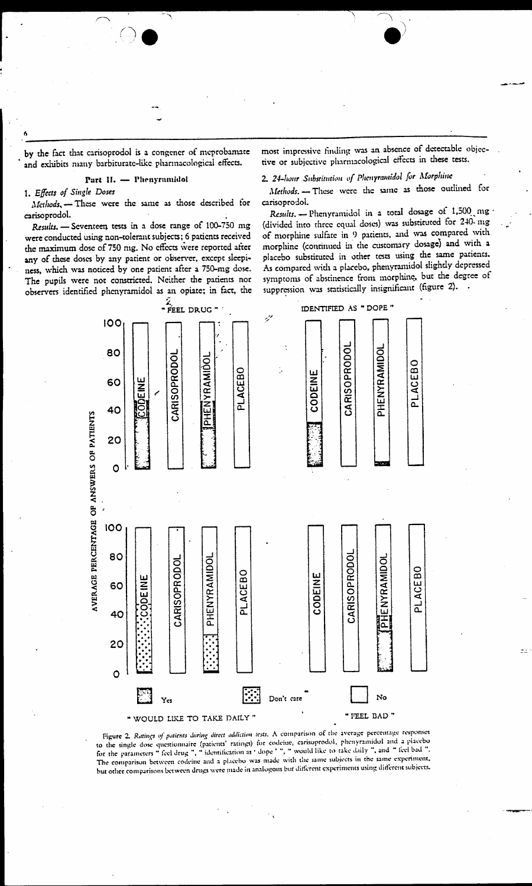by the fact that carisoprodol is a congener of meprobamate and exhibits many barbiturate-like pharmacological effects.

### Part II. — Phenyramidol

#### 1. *Effects of Single Doses*

*Methods.* — These were the same as those described for carisoprodol.

*Results.* — Seventeen tests in a dose range of 100-750 mg were conducted using non-tolerant subjects; 6 patients received the maximum dose of 750 mg. No effects were reported after any of these doses by any patient or observer, except sleepiness, which was noticed by one patient after a 750-mg dose. The pupils were not constricted. Neither the patients nor observers identified phenyramidol as an opiate; in fact, the most impressive finding was an absence of detectable objective or subjective pharmacological effects in these tests.

#### 2. *24-hour Substitution of Phenyramidol for Morphine*

*Methods.* — These were the same as those outlined for carisoprodol.

*Results.* — Phenyramidol in a total dosage of 1,500 mg (divided into three equal doses) was substituted for 240 mg of morphine sulfate in 9 patients, and was compared with morphine (continued in the customary dosage) and with a placebo substituted in other tests using the same patients. As compared with a placebo, phenyramidol slightly depressed symptoms of abstinence from morphine, but the degree of suppression was statistically insignificant (figure 2).

Figure 2. *Ratings of patients during direct addiction tests.* A comparison of the average percentage responses to the single dose questionnaire (patients' ratings) for codeine, carisoprodol, phenyramidol and a placebo for the parameters " feel drug ", " identification as ' dope ' ", " would like to take daily ", and " feel bad ". The comparison between codeine and a placebo was made with the same subjects in the same experiment, but other comparisons between drugs were made in analogous but different experiments using different subjects.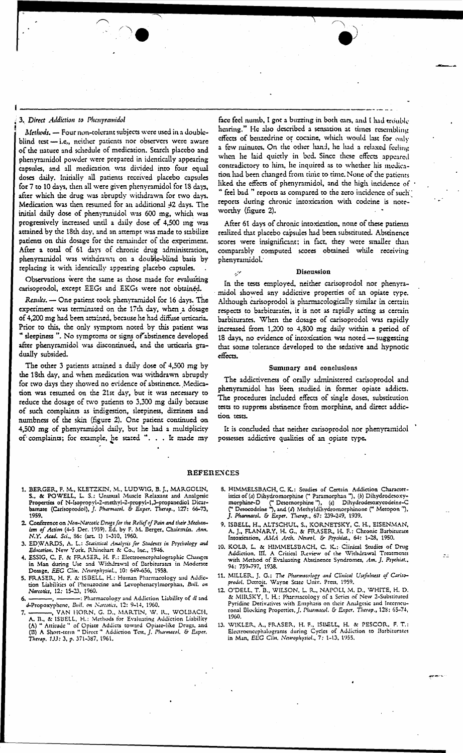### 3. *Direct Addiction to Phenyramidol*

*Methods.* — Four non-tolerant subjects were used in a double-blind test — i.e., neither patients nor observers were aware of the nature and schedule of medication. Starch placebo and phenyramidol powder were prepared in identically appearing capsules, and all medication was divided into four equal doses daily. Initially all patients received placebo capsules for 7 to 10 days, then all were given phenyramidol for 18 days, after which the drug was abruptly withdrawn for two days. Medication was then resumed for an additional 42 days. The initial daily dose of phenyramidol was 600 mg, which was progressively increased until a daily dose of 4,500 mg was attained by the 18th day, and an attempt was made to stabilize patients on this dosage for the remainder of the experiment. After a total of 61 days of chronic drug administration, phenyramidol was withdrawn on a double-blind basis by replacing it with identically appearing placebo capsules.

Observations were the same as those made for evaluating carisoprodol, except EEGs and EKGs were not obtained.

*Results.* — One patient took phenyramidol for 16 days. The experiment was terminated on the 17th day, when a dosage of 4,200 mg had been attained, because he had diffuse urticaria. Prior to this, the only symptom noted by this patient was "sleepiness". No symptoms or signs of abstinence developed after phenyramidol was discontinued, and the urticaria gradually subsided.

The other 3 patients attained a daily dose of 4,500 mg by the 18th day, and when medication was withdrawn abruptly for two days they showed no evidence of abstinence. Medication was resumed on the 21st day, but it was necessary to reduce the dosage of two patients to 3,300 mg daily because of such complaints as indigestion, sleepiness, dizziness and numbness of the skin (figure 2). One patient continued on 4,500 mg of phenyramidol daily, but he had a multiplicity of complaints; for example, he stated ". . . It made my face feel numb, I got a buzzing in both ears, and I had trouble hearing." He also described a sensation at times resembling effects of benzedrine or cocaine, which would last for only a few minutes. On the other hand, he had a relaxed feeling when he laid quietly in bed. Since these effects appeared contradictory to him, he inquired as to whether his medication had been changed from time to time. None of the patients liked the effects of phenyramidol, and the high incidence of "feel bad" reports as compared to the zero incidence of such reports during chronic intoxication with codeine is noteworthy (figure 2).

After 61 days of chronic intoxication, none of these patients realized that placebo capsules had been substituted. Abstinence scores were insignificant; in fact, they were smaller than comparably computed scores obtained while receiving phenyramidol.

## Discussion

In the tests employed, neither carisoprodol nor phenyramidol showed any addictive properties of an opiate type. Although carisoprodol is pharmacologically similar in certain respects to barbiturates, it is not as rapidly acting as certain barbiturates. When the dosage of carisoprodol was rapidly increased from 1,200 to 4,800 mg daily within a period of 18 days, no evidence of intoxication was noted — suggesting that some tolerance developed to the sedative and hypnotic effects.

## Summary and conclusions

The addictiveness of orally administered carisoprodol and phenyramidol has been studied in former opiate addicts. The procedures included effects of single doses, substitution tests to suppress abstinence from morphine, and direct addiction tests.

It is concluded that neither carisoprodol nor phenyramidol possesses addictive qualities of an opiate type.

## REFERENCES

1. BERGER, F. M., KLETZKIN, M., LUDWIG, B. J., MARGOLIN, S., & POWELL, L. S.: Unusual Muscle Relaxant and Analgesic Properties of N-Isopropyl-2-methyl-2-propyl-1,3-propanediol Dicarbamate (Carisoprodol), *J. Pharmacol. & Exper. Therap.*, 127: 66-73, 1959.
2. Conference on *Non-Narcotic Drugs for the Relief of Pain and their Mechanism of Action* (4-5 Dec. 1959). Ed. by F. M. Berger, Chairman. *Ann. N.Y. Acad. Sci.*, 86: (art. 1) 1-310, 1960.
3. EDWARDS, A. L.: *Statistical Analysis for Students in Psychology and Education*. New York. Rhinehart & Co., Inc., 1946.
4. ESSIG, C. F. & FRASER, H. F.: Electroencephalographic Changes in Man during Use and Withdrawal of Barbiturates in Moderate Dosage, *EEG Clin. Neurophysiol.*, 10: 649-656, 1958.
5. FRASER, H. F. & ISBELL, H.: Human Pharmacology and Addiction Liabilities of Phenazocine and Levophenacylmorphan, *Bull. on Narcotics*, 12: 15-23, 1960.
6. ———, ———: Pharmacology and Addiction Liability of *dl* and *d*-Propoxyphene, *Bull. on Narcotics*, 12: 9-14, 1960.
7. ———, VAN HORN, G. D., MARTIN, W. R., WOLBACH, A. B., & ISBELL, H.: Methods for Evaluating Addiction Liability (A) "Attitude" of Opiate Addicts toward Opiate-like Drugs, and (B) A Short-term "Direct" Addiction Test, *J. Pharmacol. & Exper. Therap.* 133: 3, p. 371-387, 1961.
8. HIMMELSBACH, C. K.: Studies of Certain Addiction Characteristics of (*a*) Dihydromorphine ("Paramorphan"), (*b*) Dihydrodesoxymorphine-D ("Desomorphine"), (*c*) Dihydrodesoxycodeine-C ("Desocodeine"), and (*d*) Methyldihydromorphinone ("Metopon"). *J. Pharmacol. & Exper. Therap.*, 67: 239-249, 1939.
9. ISBELL, H., ALTSCHUL, S., KORNETSKY, C. H., EISENMAN, A. J., FLANARY, H. G., & FRASER, H. F.: Chronic Barbiturate Intoxication, *AMA Arch. Neurol. & Psychiat.*, 64: 1-28, 1950.
10. KOLB, L. & HIMMELSBACH, C. K.: Clinical Studies of Drug Addiction. III. A Critical Review of the Withdrawal Treatments with Method of Evaluating Abstinence Syndromes, *Am. J. Psychiat.*, 94: 759-797, 1938.
11. MILLER, J. G.: *The Pharmacology and Clinical Usefulness of Carisoprodol*. Detroit. Wayne State Univ. Press, 1959.
12. O'DELL, T. B., WILSON, L. R., NAPOLI, M. D., WHITE, H. D. & MIRSKY, J. H.: Pharmacology of a Series of New 2-Substituted Pyridine Derivatives with Emphasis on their Analgesic and Interneuronal Blocking Properties, *J. Pharmacol. & Exper. Therap.*, 128: 65-74, 1960.
13. WIKLER, A., FRASER, H. F., ISBELL, H. & PESCOR, F. T.: Electroencephalograms during Cycles of Addiction to Barbiturates in Man, *EEG Clin. Neurophysiol.*, 7: 1-13, 1955.